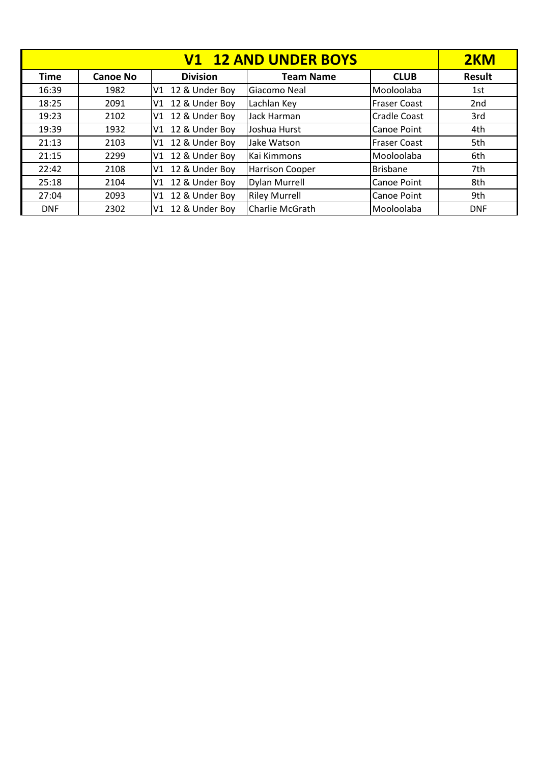| V1 12 AND UNDER BOYS | | | | | 2KM |
|---|---|---|---|---|---|
| **Time** | **Canoe No** | **Division** | **Team Name** | **CLUB** | **Result** |
| 16:39 | 1982 | V1 12 & Under Boy | Giacomo Neal | Mooloolaba | 1st |
| 18:25 | 2091 | V1 12 & Under Boy | Lachlan Key | Fraser Coast | 2nd |
| 19:23 | 2102 | V1 12 & Under Boy | Jack Harman | Cradle Coast | 3rd |
| 19:39 | 1932 | V1 12 & Under Boy | Joshua Hurst | Canoe Point | 4th |
| 21:13 | 2103 | V1 12 & Under Boy | Jake Watson | Fraser Coast | 5th |
| 21:15 | 2299 | V1 12 & Under Boy | Kai Kimmons | Mooloolaba | 6th |
| 22:42 | 2108 | V1 12 & Under Boy | Harrison Cooper | Brisbane | 7th |
| 25:18 | 2104 | V1 12 & Under Boy | Dylan Murrell | Canoe Point | 8th |
| 27:04 | 2093 | V1 12 & Under Boy | Riley Murrell | Canoe Point | 9th |
| DNF | 2302 | V1 12 & Under Boy | Charlie McGrath | Mooloolaba | DNF |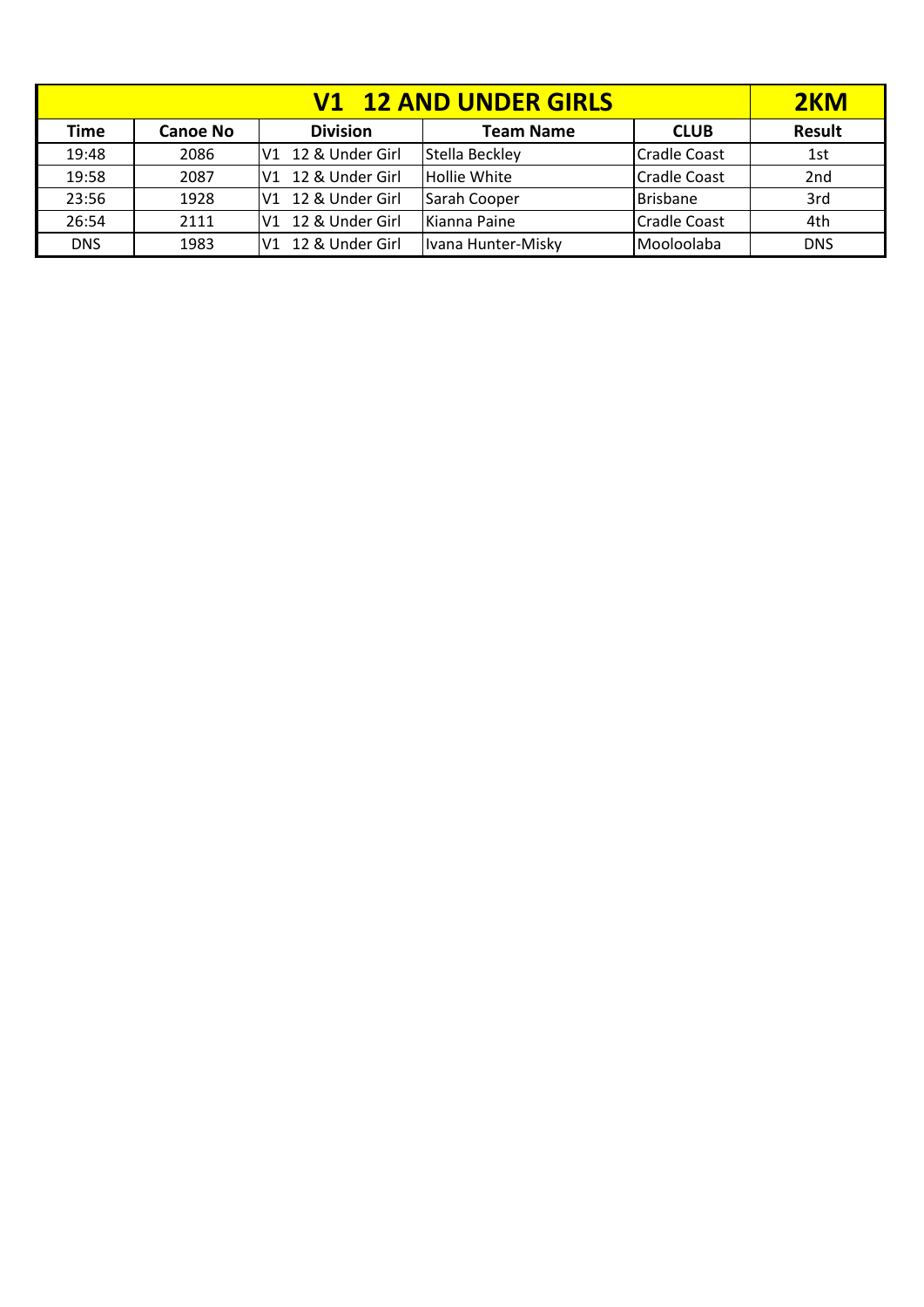| V1 12 AND UNDER GIRLS | | | | | 2KM |
|---|---|---|---|---|---|
| **Time** | **Canoe No** | **Division** | **Team Name** | **CLUB** | **Result** |
| 19:48 | 2086 | V1 12 & Under Girl | Stella Beckley | Cradle Coast | 1st |
| 19:58 | 2087 | V1 12 & Under Girl | Hollie White | Cradle Coast | 2nd |
| 23:56 | 1928 | V1 12 & Under Girl | Sarah Cooper | Brisbane | 3rd |
| 26:54 | 2111 | V1 12 & Under Girl | Kianna Paine | Cradle Coast | 4th |
| DNS | 1983 | V1 12 & Under Girl | Ivana Hunter-Misky | Mooloolaba | DNS |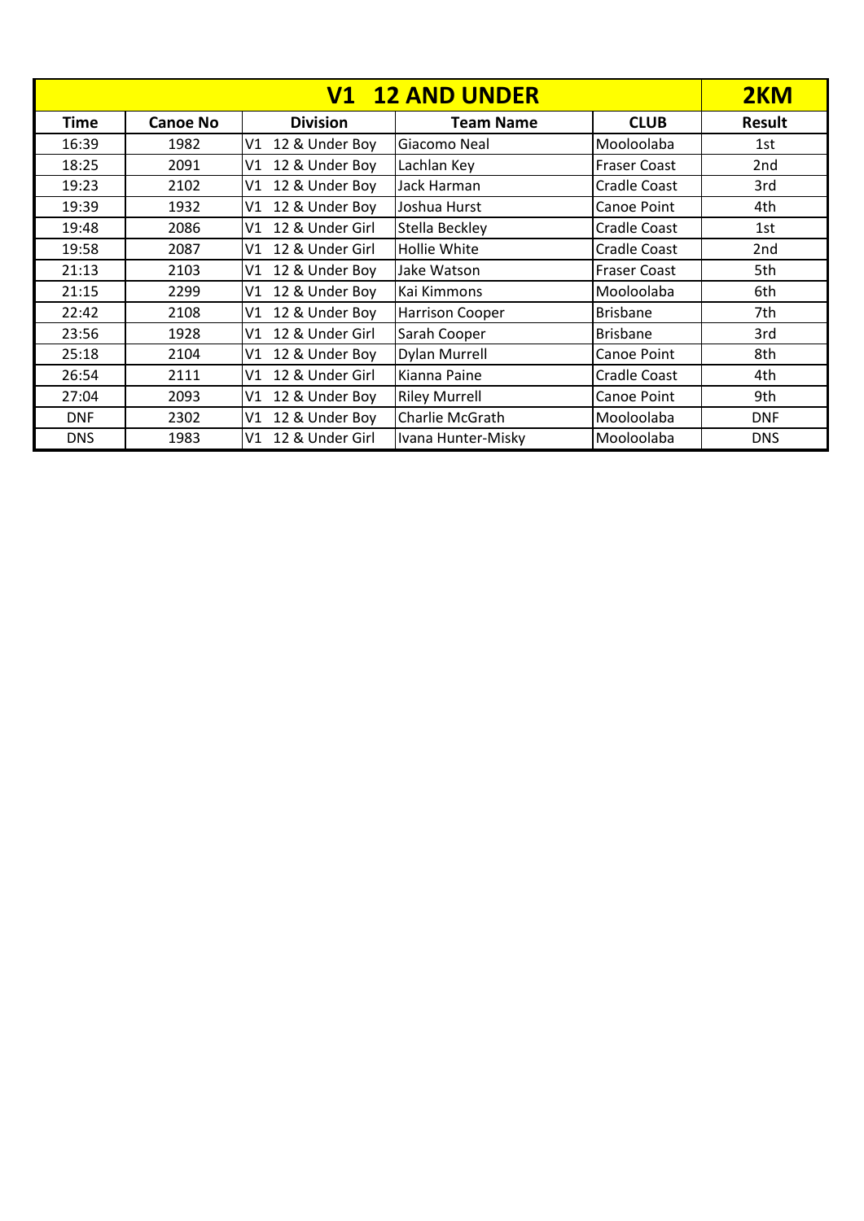| V1 12 AND UNDER | | | | | 2KM |
|---|---|---|---|---|---|
| **Time** | **Canoe No** | **Division** | **Team Name** | **CLUB** | **Result** |
| 16:39 | 1982 | V1 12 & Under Boy | Giacomo Neal | Mooloolaba | 1st |
| 18:25 | 2091 | V1 12 & Under Boy | Lachlan Key | Fraser Coast | 2nd |
| 19:23 | 2102 | V1 12 & Under Boy | Jack Harman | Cradle Coast | 3rd |
| 19:39 | 1932 | V1 12 & Under Boy | Joshua Hurst | Canoe Point | 4th |
| 19:48 | 2086 | V1 12 & Under Girl | Stella Beckley | Cradle Coast | 1st |
| 19:58 | 2087 | V1 12 & Under Girl | Hollie White | Cradle Coast | 2nd |
| 21:13 | 2103 | V1 12 & Under Boy | Jake Watson | Fraser Coast | 5th |
| 21:15 | 2299 | V1 12 & Under Boy | Kai Kimmons | Mooloolaba | 6th |
| 22:42 | 2108 | V1 12 & Under Boy | Harrison Cooper | Brisbane | 7th |
| 23:56 | 1928 | V1 12 & Under Girl | Sarah Cooper | Brisbane | 3rd |
| 25:18 | 2104 | V1 12 & Under Boy | Dylan Murrell | Canoe Point | 8th |
| 26:54 | 2111 | V1 12 & Under Girl | Kianna Paine | Cradle Coast | 4th |
| 27:04 | 2093 | V1 12 & Under Boy | Riley Murrell | Canoe Point | 9th |
| DNF | 2302 | V1 12 & Under Boy | Charlie McGrath | Mooloolaba | DNF |
| DNS | 1983 | V1 12 & Under Girl | Ivana Hunter-Misky | Mooloolaba | DNS |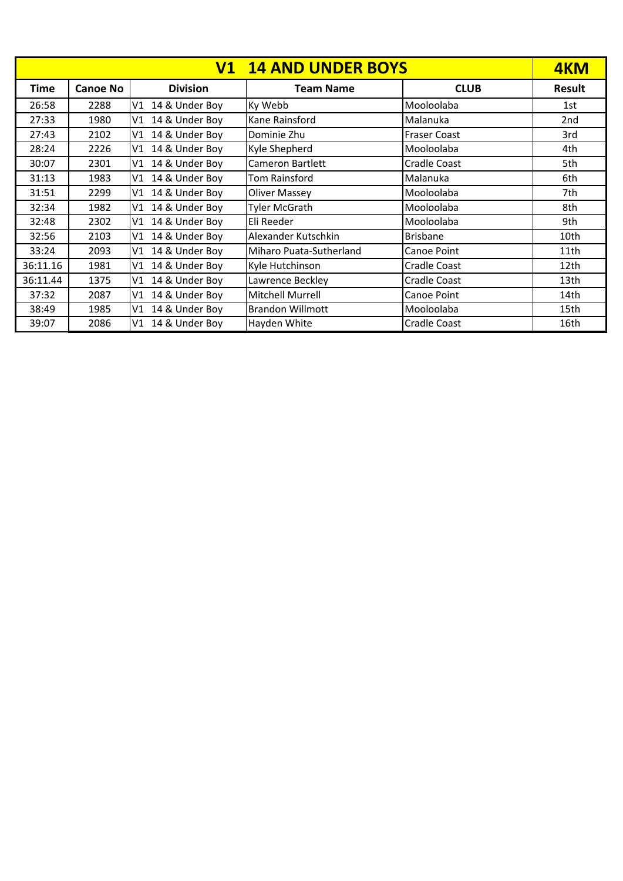| V1 14 AND UNDER BOYS | | | | | 4KM |
|---|---|---|---|---|---|
| **Time** | **Canoe No** | **Division** | **Team Name** | **CLUB** | **Result** |
| 26:58 | 2288 | V1 14 & Under Boy | Ky Webb | Mooloolaba | 1st |
| 27:33 | 1980 | V1 14 & Under Boy | Kane Rainsford | Malanuka | 2nd |
| 27:43 | 2102 | V1 14 & Under Boy | Dominie Zhu | Fraser Coast | 3rd |
| 28:24 | 2226 | V1 14 & Under Boy | Kyle Shepherd | Mooloolaba | 4th |
| 30:07 | 2301 | V1 14 & Under Boy | Cameron Bartlett | Cradle Coast | 5th |
| 31:13 | 1983 | V1 14 & Under Boy | Tom Rainsford | Malanuka | 6th |
| 31:51 | 2299 | V1 14 & Under Boy | Oliver Massey | Mooloolaba | 7th |
| 32:34 | 1982 | V1 14 & Under Boy | Tyler McGrath | Mooloolaba | 8th |
| 32:48 | 2302 | V1 14 & Under Boy | Eli Reeder | Mooloolaba | 9th |
| 32:56 | 2103 | V1 14 & Under Boy | Alexander Kutschkin | Brisbane | 10th |
| 33:24 | 2093 | V1 14 & Under Boy | Miharo Puata-Sutherland | Canoe Point | 11th |
| 36:11.16 | 1981 | V1 14 & Under Boy | Kyle Hutchinson | Cradle Coast | 12th |
| 36:11.44 | 1375 | V1 14 & Under Boy | Lawrence Beckley | Cradle Coast | 13th |
| 37:32 | 2087 | V1 14 & Under Boy | Mitchell Murrell | Canoe Point | 14th |
| 38:49 | 1985 | V1 14 & Under Boy | Brandon Willmott | Mooloolaba | 15th |
| 39:07 | 2086 | V1 14 & Under Boy | Hayden White | Cradle Coast | 16th |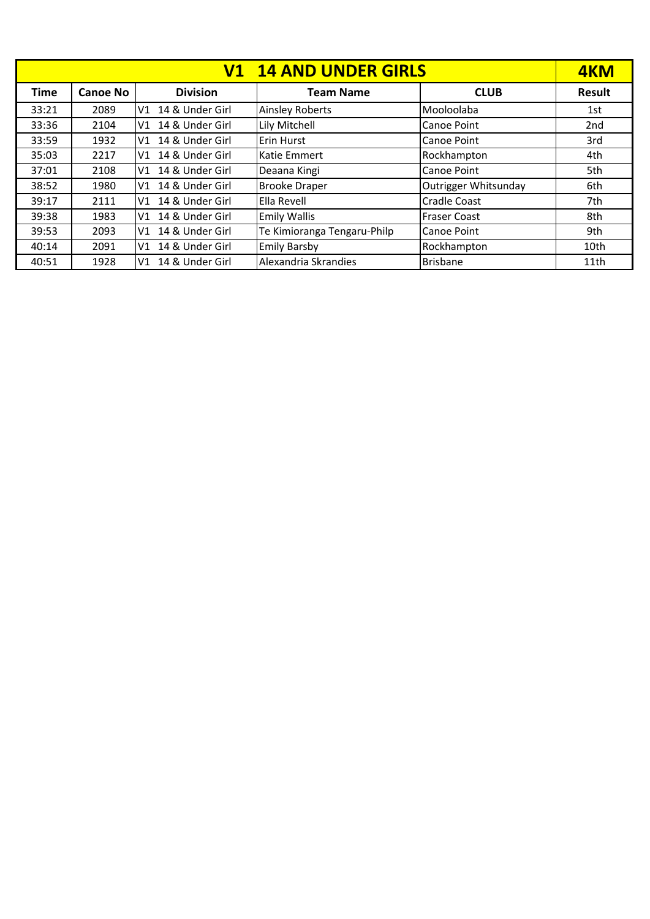| V1 14 AND UNDER GIRLS | | | | | 4KM |
|---|---|---|---|---|---|
| **Time** | **Canoe No** | **Division** | **Team Name** | **CLUB** | **Result** |
| 33:21 | 2089 | V1 14 & Under Girl | Ainsley Roberts | Mooloolaba | 1st |
| 33:36 | 2104 | V1 14 & Under Girl | Lily Mitchell | Canoe Point | 2nd |
| 33:59 | 1932 | V1 14 & Under Girl | Erin Hurst | Canoe Point | 3rd |
| 35:03 | 2217 | V1 14 & Under Girl | Katie Emmert | Rockhampton | 4th |
| 37:01 | 2108 | V1 14 & Under Girl | Deaana Kingi | Canoe Point | 5th |
| 38:52 | 1980 | V1 14 & Under Girl | Brooke Draper | Outrigger Whitsunday | 6th |
| 39:17 | 2111 | V1 14 & Under Girl | Ella Revell | Cradle Coast | 7th |
| 39:38 | 1983 | V1 14 & Under Girl | Emily Wallis | Fraser Coast | 8th |
| 39:53 | 2093 | V1 14 & Under Girl | Te Kimioranga Tengaru-Philp | Canoe Point | 9th |
| 40:14 | 2091 | V1 14 & Under Girl | Emily Barsby | Rockhampton | 10th |
| 40:51 | 1928 | V1 14 & Under Girl | Alexandria Skrandies | Brisbane | 11th |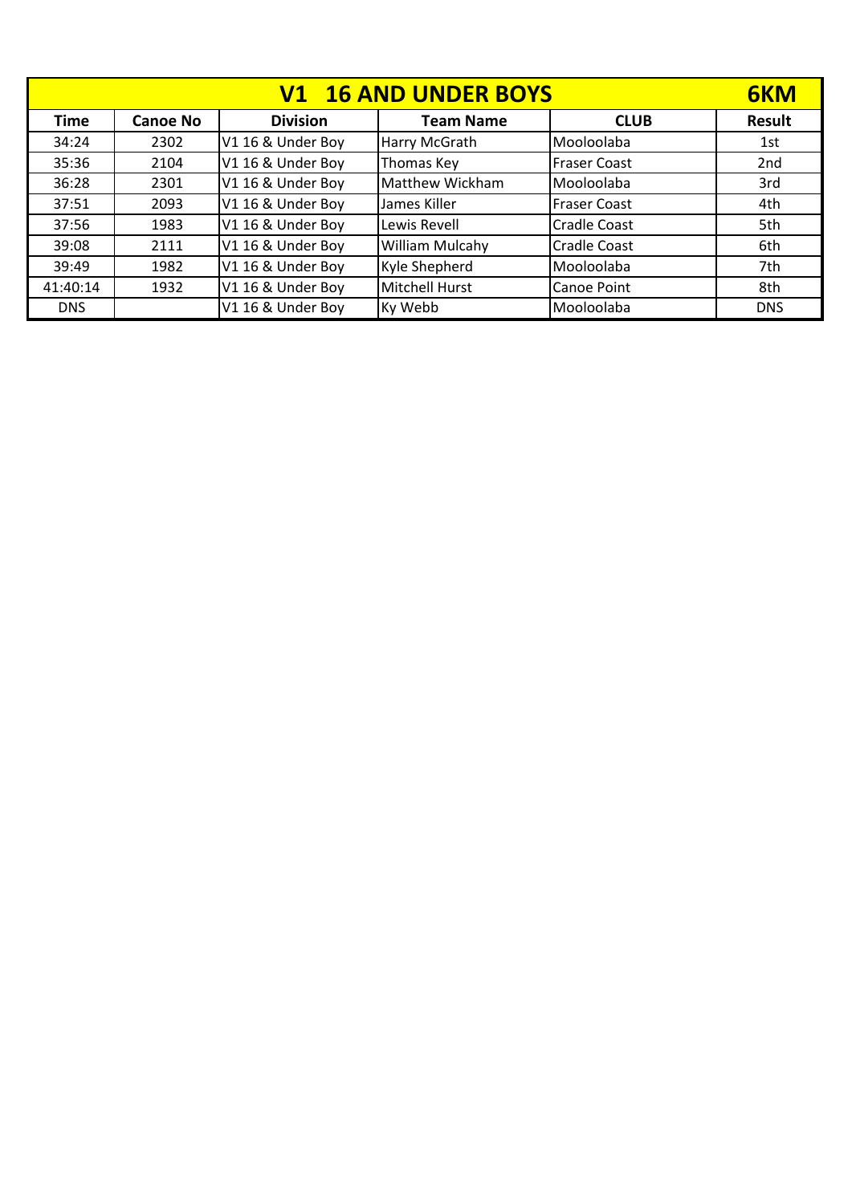| V1 16 AND UNDER BOYS | | | | | 6KM |
|---|---|---|---|---|---|
| **Time** | **Canoe No** | **Division** | **Team Name** | **CLUB** | **Result** |
| 34:24 | 2302 | V1 16 & Under Boy | Harry McGrath | Mooloolaba | 1st |
| 35:36 | 2104 | V1 16 & Under Boy | Thomas Key | Fraser Coast | 2nd |
| 36:28 | 2301 | V1 16 & Under Boy | Matthew Wickham | Mooloolaba | 3rd |
| 37:51 | 2093 | V1 16 & Under Boy | James Killer | Fraser Coast | 4th |
| 37:56 | 1983 | V1 16 & Under Boy | Lewis Revell | Cradle Coast | 5th |
| 39:08 | 2111 | V1 16 & Under Boy | William Mulcahy | Cradle Coast | 6th |
| 39:49 | 1982 | V1 16 & Under Boy | Kyle Shepherd | Mooloolaba | 7th |
| 41:40:14 | 1932 | V1 16 & Under Boy | Mitchell Hurst | Canoe Point | 8th |
| DNS | | V1 16 & Under Boy | Ky Webb | Mooloolaba | DNS |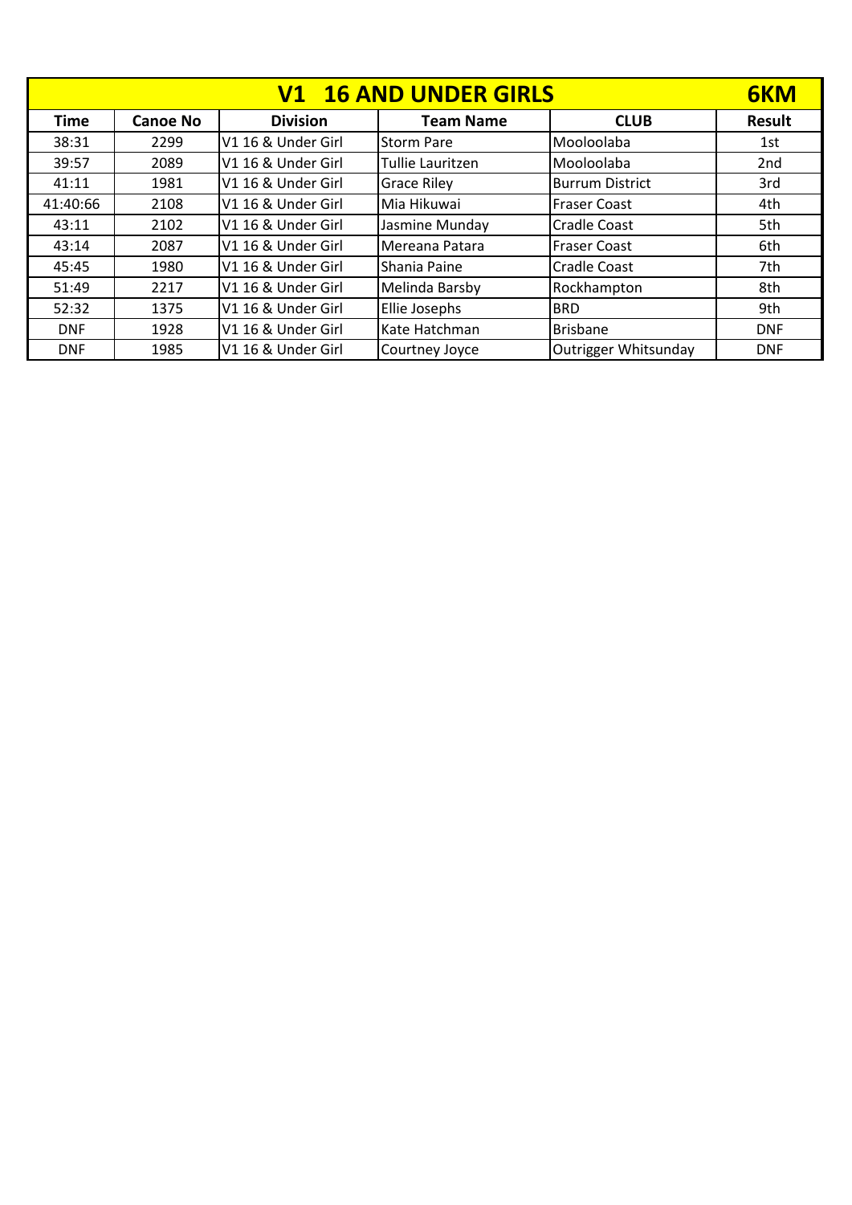| V1 16 AND UNDER GIRLS | | | | | 6KM |
|---|---|---|---|---|---|
| **Time** | **Canoe No** | **Division** | **Team Name** | **CLUB** | **Result** |
| 38:31 | 2299 | V1 16 & Under Girl | Storm Pare | Mooloolaba | 1st |
| 39:57 | 2089 | V1 16 & Under Girl | Tullie Lauritzen | Mooloolaba | 2nd |
| 41:11 | 1981 | V1 16 & Under Girl | Grace Riley | Burrum District | 3rd |
| 41:40:66 | 2108 | V1 16 & Under Girl | Mia Hikuwai | Fraser Coast | 4th |
| 43:11 | 2102 | V1 16 & Under Girl | Jasmine Munday | Cradle Coast | 5th |
| 43:14 | 2087 | V1 16 & Under Girl | Mereana Patara | Fraser Coast | 6th |
| 45:45 | 1980 | V1 16 & Under Girl | Shania Paine | Cradle Coast | 7th |
| 51:49 | 2217 | V1 16 & Under Girl | Melinda Barsby | Rockhampton | 8th |
| 52:32 | 1375 | V1 16 & Under Girl | Ellie Josephs | BRD | 9th |
| DNF | 1928 | V1 16 & Under Girl | Kate Hatchman | Brisbane | DNF |
| DNF | 1985 | V1 16 & Under Girl | Courtney Joyce | Outrigger Whitsunday | DNF |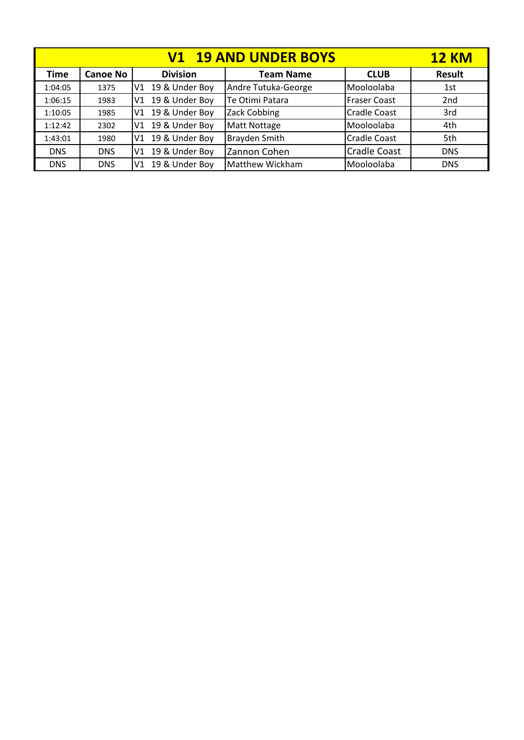| V1 19 AND UNDER BOYS | | | | | 12 KM |
|---|---|---|---|---|---|
| **Time** | **Canoe No** | **Division** | **Team Name** | **CLUB** | **Result** |
| 1:04:05 | 1375 | V1 19 & Under Boy | Andre Tutuka-George | Mooloolaba | 1st |
| 1:06:15 | 1983 | V1 19 & Under Boy | Te Otimi Patara | Fraser Coast | 2nd |
| 1:10:05 | 1985 | V1 19 & Under Boy | Zack Cobbing | Cradle Coast | 3rd |
| 1:12:42 | 2302 | V1 19 & Under Boy | Matt Nottage | Mooloolaba | 4th |
| 1:43:01 | 1980 | V1 19 & Under Boy | Brayden Smith | Cradle Coast | 5th |
| DNS | DNS | V1 19 & Under Boy | Zannon Cohen | Cradle Coast | DNS |
| DNS | DNS | V1 19 & Under Boy | Matthew Wickham | Mooloolaba | DNS |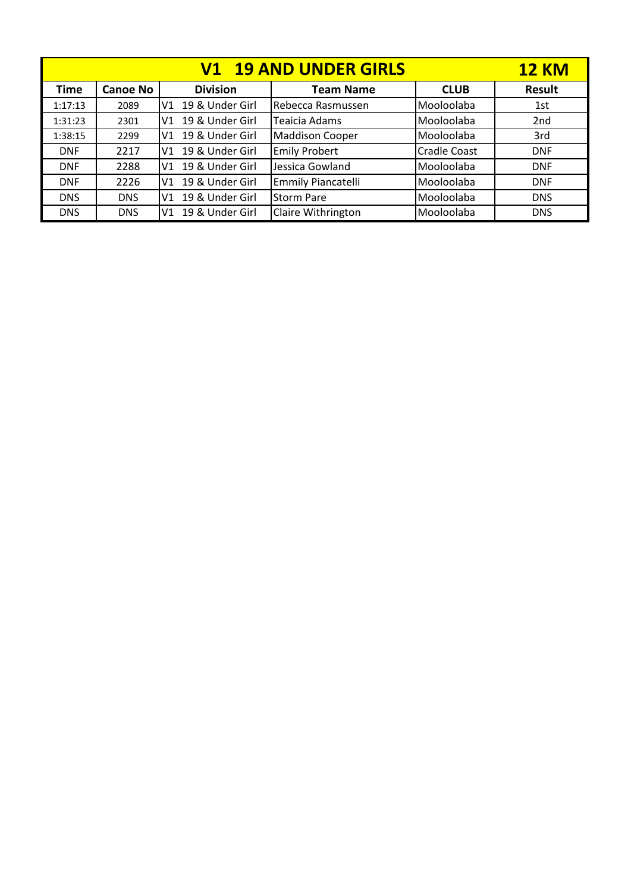## V1 19 AND UNDER GIRLS — 12 KM

| Time | Canoe No | Division | Team Name | CLUB | Result |
|---|---|---|---|---|---|
| 1:17:13 | 2089 | V1 19 & Under Girl | Rebecca Rasmussen | Mooloolaba | 1st |
| 1:31:23 | 2301 | V1 19 & Under Girl | Teaicia Adams | Mooloolaba | 2nd |
| 1:38:15 | 2299 | V1 19 & Under Girl | Maddison Cooper | Mooloolaba | 3rd |
| DNF | 2217 | V1 19 & Under Girl | Emily Probert | Cradle Coast | DNF |
| DNF | 2288 | V1 19 & Under Girl | Jessica Gowland | Mooloolaba | DNF |
| DNF | 2226 | V1 19 & Under Girl | Emmily Piancatelli | Mooloolaba | DNF |
| DNS | DNS | V1 19 & Under Girl | Storm Pare | Mooloolaba | DNS |
| DNS | DNS | V1 19 & Under Girl | Claire Withrington | Mooloolaba | DNS |